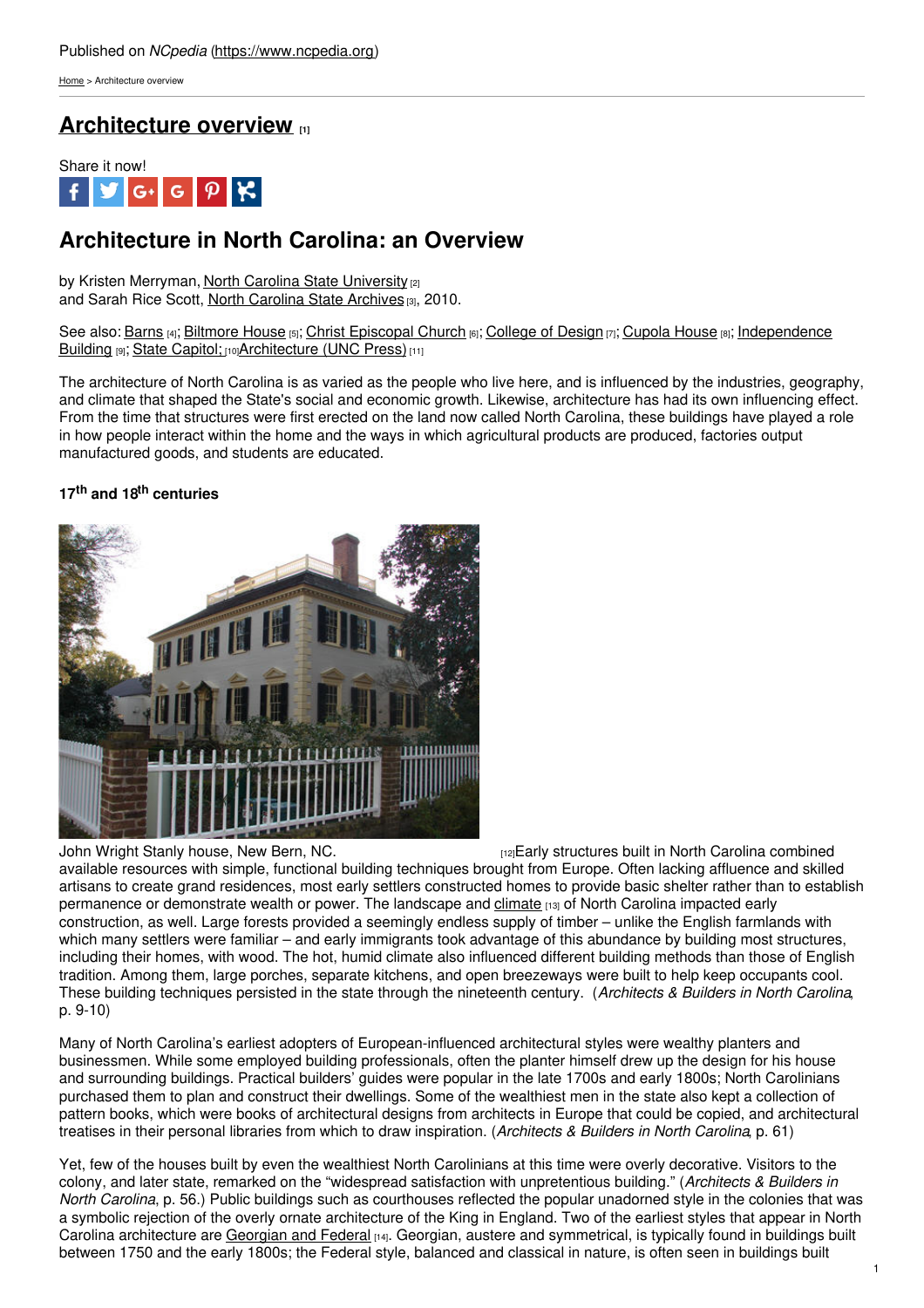Published on *NCpedia* (https://www.ncpedia.org)

Home > Architecture overview

# Architecture overview [1]

Share it now!

## Architecture in North Carolina: an Overview

by Kristen Merryman, North Carolina State University [2]
and Sarah Rice Scott, North Carolina State Archives [3], 2010.

See also: Barns [4]; Biltmore House [5]; Christ Episcopal Church [6]; College of Design [7]; Cupola House [8]; Independence Building [9]; State Capitol; [10]Architecture (UNC Press) [11]

The architecture of North Carolina is as varied as the people who live here, and is influenced by the industries, geography, and climate that shaped the State's social and economic growth. Likewise, architecture has had its own influencing effect. From the time that structures were first erected on the land now called North Carolina, these buildings have played a role in how people interact within the home and the ways in which agricultural products are produced, factories output manufactured goods, and students are educated.

### 17th and 18th centuries

John Wright Stanly house, New Bern, NC. [12]

Early structures built in North Carolina combined available resources with simple, functional building techniques brought from Europe. Often lacking affluence and skilled artisans to create grand residences, most early settlers constructed homes to provide basic shelter rather than to establish permanence or demonstrate wealth or power. The landscape and climate [13] of North Carolina impacted early construction, as well. Large forests provided a seemingly endless supply of timber – unlike the English farmlands with which many settlers were familiar – and early immigrants took advantage of this abundance by building most structures, including their homes, with wood. The hot, humid climate also influenced different building methods than those of English tradition. Among them, large porches, separate kitchens, and open breezeways were built to help keep occupants cool. These building techniques persisted in the state through the nineteenth century. (*Architects & Builders in North Carolina*, p. 9-10)

Many of North Carolina's earliest adopters of European-influenced architectural styles were wealthy planters and businessmen. While some employed building professionals, often the planter himself drew up the design for his house and surrounding buildings. Practical builders' guides were popular in the late 1700s and early 1800s; North Carolinians purchased them to plan and construct their dwellings. Some of the wealthiest men in the state also kept a collection of pattern books, which were books of architectural designs from architects in Europe that could be copied, and architectural treatises in their personal libraries from which to draw inspiration. (*Architects & Builders in North Carolina*, p. 61)

Yet, few of the houses built by even the wealthiest North Carolinians at this time were overly decorative. Visitors to the colony, and later state, remarked on the "widespread satisfaction with unpretentious building." (*Architects & Builders in North Carolina*, p. 56.) Public buildings such as courthouses reflected the popular unadorned style in the colonies that was a symbolic rejection of the overly ornate architecture of the King in England. Two of the earliest styles that appear in North Carolina architecture are Georgian and Federal [14]. Georgian, austere and symmetrical, is typically found in buildings built between 1750 and the early 1800s; the Federal style, balanced and classical in nature, is often seen in buildings built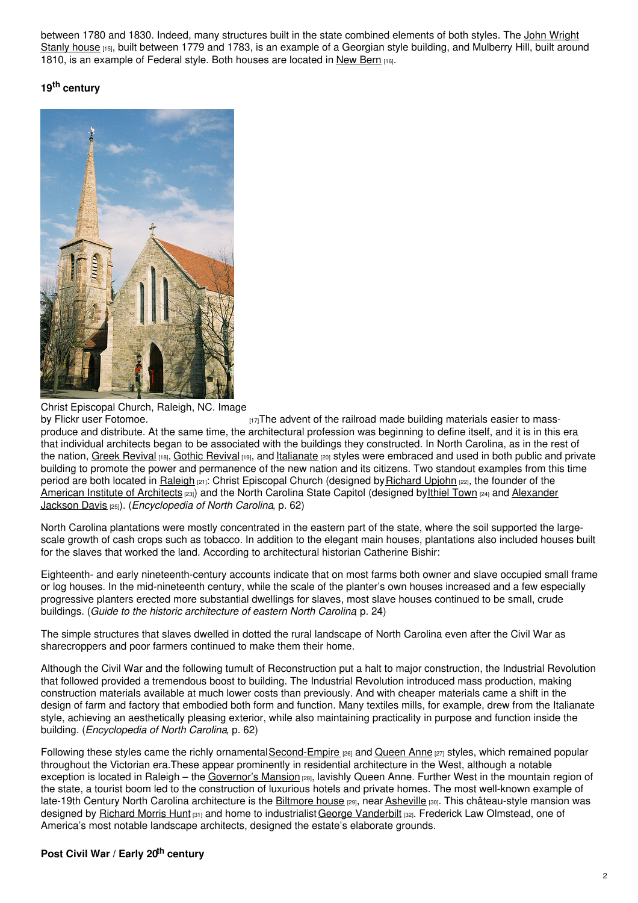between 1780 and 1830. Indeed, many structures built in the state combined elements of both styles. The John Wright Stanly house [15], built between 1779 and 1783, is an example of a Georgian style building, and Mulberry Hill, built around 1810, is an example of Federal style. Both houses are located in New Bern [16].

### 19th century

Christ Episcopal Church, Raleigh, NC. Image by Flickr user Fotomoe. [17]

The advent of the railroad made building materials easier to mass-produce and distribute. At the same time, the architectural profession was beginning to define itself, and it is in this era that individual architects began to be associated with the buildings they constructed. In North Carolina, as in the rest of the nation, Greek Revival [18], Gothic Revival [19], and Italianate [20] styles were embraced and used in both public and private building to promote the power and permanence of the new nation and its citizens. Two standout examples from this time period are both located in Raleigh [21]: Christ Episcopal Church (designed by Richard Upjohn [22], the founder of the American Institute of Architects [23]) and the North Carolina State Capitol (designed by Ithiel Town [24] and Alexander Jackson Davis [25]). (*Encyclopedia of North Carolina*, p. 62)

North Carolina plantations were mostly concentrated in the eastern part of the state, where the soil supported the large-scale growth of cash crops such as tobacco. In addition to the elegant main houses, plantations also included houses built for the slaves that worked the land. According to architectural historian Catherine Bishir:

Eighteenth- and early nineteenth-century accounts indicate that on most farms both owner and slave occupied small frame or log houses. In the mid-nineteenth century, while the scale of the planter's own houses increased and a few especially progressive planters erected more substantial dwellings for slaves, most slave houses continued to be small, crude buildings. (*Guide to the historic architecture of eastern North Carolina*, p. 24)

The simple structures that slaves dwelled in dotted the rural landscape of North Carolina even after the Civil War as sharecroppers and poor farmers continued to make them their home.

Although the Civil War and the following tumult of Reconstruction put a halt to major construction, the Industrial Revolution that followed provided a tremendous boost to building. The Industrial Revolution introduced mass production, making construction materials available at much lower costs than previously. And with cheaper materials came a shift in the design of farm and factory that embodied both form and function. Many textiles mills, for example, drew from the Italianate style, achieving an aesthetically pleasing exterior, while also maintaining practicality in purpose and function inside the building. (*Encyclopedia of North Carolina*, p. 62)

Following these styles came the richly ornamental Second-Empire [26] and Queen Anne [27] styles, which remained popular throughout the Victorian era. These appear prominently in residential architecture in the West, although a notable exception is located in Raleigh – the Governor's Mansion [28], lavishly Queen Anne. Further West in the mountain region of the state, a tourist boom led to the construction of luxurious hotels and private homes. The most well-known example of late-19th Century North Carolina architecture is the Biltmore house [29], near Asheville [30]. This château-style mansion was designed by Richard Morris Hunt [31] and home to industrialist George Vanderbilt [32]. Frederick Law Olmstead, one of America's most notable landscape architects, designed the estate's elaborate grounds.

### Post Civil War / Early 20th century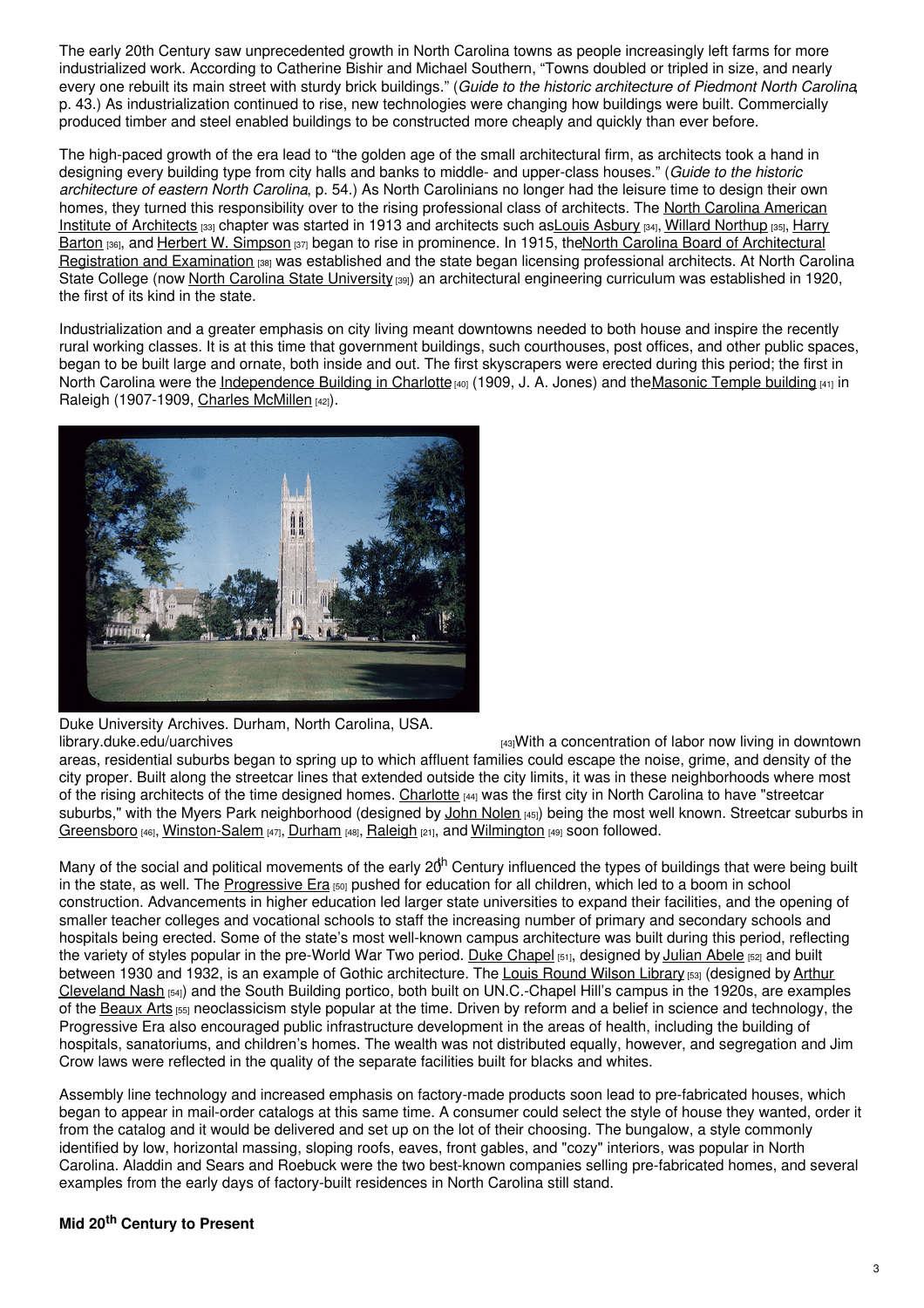The early 20th Century saw unprecedented growth in North Carolina towns as people increasingly left farms for more industrialized work. According to Catherine Bishir and Michael Southern, "Towns doubled or tripled in size, and nearly every one rebuilt its main street with sturdy brick buildings." (*Guide to the historic architecture of Piedmont North Carolina*, p. 43.) As industrialization continued to rise, new technologies were changing how buildings were built. Commercially produced timber and steel enabled buildings to be constructed more cheaply and quickly than ever before.

The high-paced growth of the era lead to "the golden age of the small architectural firm, as architects took a hand in designing every building type from city halls and banks to middle- and upper-class houses." (*Guide to the historic architecture of eastern North Carolina*, p. 54.) As North Carolinians no longer had the leisure time to design their own homes, they turned this responsibility over to the rising professional class of architects. The North Carolina American Institute of Architects [33] chapter was started in 1913 and architects such as Louis Asbury [34], Willard Northup [35], Harry Barton [36], and Herbert W. Simpson [37] began to rise in prominence. In 1915, the North Carolina Board of Architectural Registration and Examination [38] was established and the state began licensing professional architects. At North Carolina State College (now North Carolina State University [39]) an architectural engineering curriculum was established in 1920, the first of its kind in the state.

Industrialization and a greater emphasis on city living meant downtowns needed to both house and inspire the recently rural working classes. It is at this time that government buildings, such courthouses, post offices, and other public spaces, began to be built large and ornate, both inside and out. The first skyscrapers were erected during this period; the first in North Carolina were the Independence Building in Charlotte [40] (1909, J. A. Jones) and the Masonic Temple building [41] in Raleigh (1907-1909, Charles McMillen [42]).

Duke University Archives. Durham, North Carolina, USA. library.duke.edu/uarchives

[43] With a concentration of labor now living in downtown areas, residential suburbs began to spring up to which affluent families could escape the noise, grime, and density of the city proper. Built along the streetcar lines that extended outside the city limits, it was in these neighborhoods where most of the rising architects of the time designed homes. Charlotte [44] was the first city in North Carolina to have "streetcar suburbs," with the Myers Park neighborhood (designed by John Nolen [45]) being the most well known. Streetcar suburbs in Greensboro [46], Winston-Salem [47], Durham [48], Raleigh [21], and Wilmington [49] soon followed.

Many of the social and political movements of the early 20th Century influenced the types of buildings that were being built in the state, as well. The Progressive Era [50] pushed for education for all children, which led to a boom in school construction. Advancements in higher education led larger state universities to expand their facilities, and the opening of smaller teacher colleges and vocational schools to staff the increasing number of primary and secondary schools and hospitals being erected. Some of the state's most well-known campus architecture was built during this period, reflecting the variety of styles popular in the pre-World War Two period. Duke Chapel [51], designed by Julian Abele [52] and built between 1930 and 1932, is an example of Gothic architecture. The Louis Round Wilson Library [53] (designed by Arthur Cleveland Nash [54]) and the South Building portico, both built on UN.C.-Chapel Hill's campus in the 1920s, are examples of the Beaux Arts [55] neoclassicism style popular at the time. Driven by reform and a belief in science and technology, the Progressive Era also encouraged public infrastructure development in the areas of health, including the building of hospitals, sanatoriums, and children's homes. The wealth was not distributed equally, however, and segregation and Jim Crow laws were reflected in the quality of the separate facilities built for blacks and whites.

Assembly line technology and increased emphasis on factory-made products soon lead to pre-fabricated houses, which began to appear in mail-order catalogs at this same time. A consumer could select the style of house they wanted, order it from the catalog and it would be delivered and set up on the lot of their choosing. The bungalow, a style commonly identified by low, horizontal massing, sloping roofs, eaves, front gables, and "cozy" interiors, was popular in North Carolina. Aladdin and Sears and Roebuck were the two best-known companies selling pre-fabricated homes, and several examples from the early days of factory-built residences in North Carolina still stand.

### Mid 20th Century to Present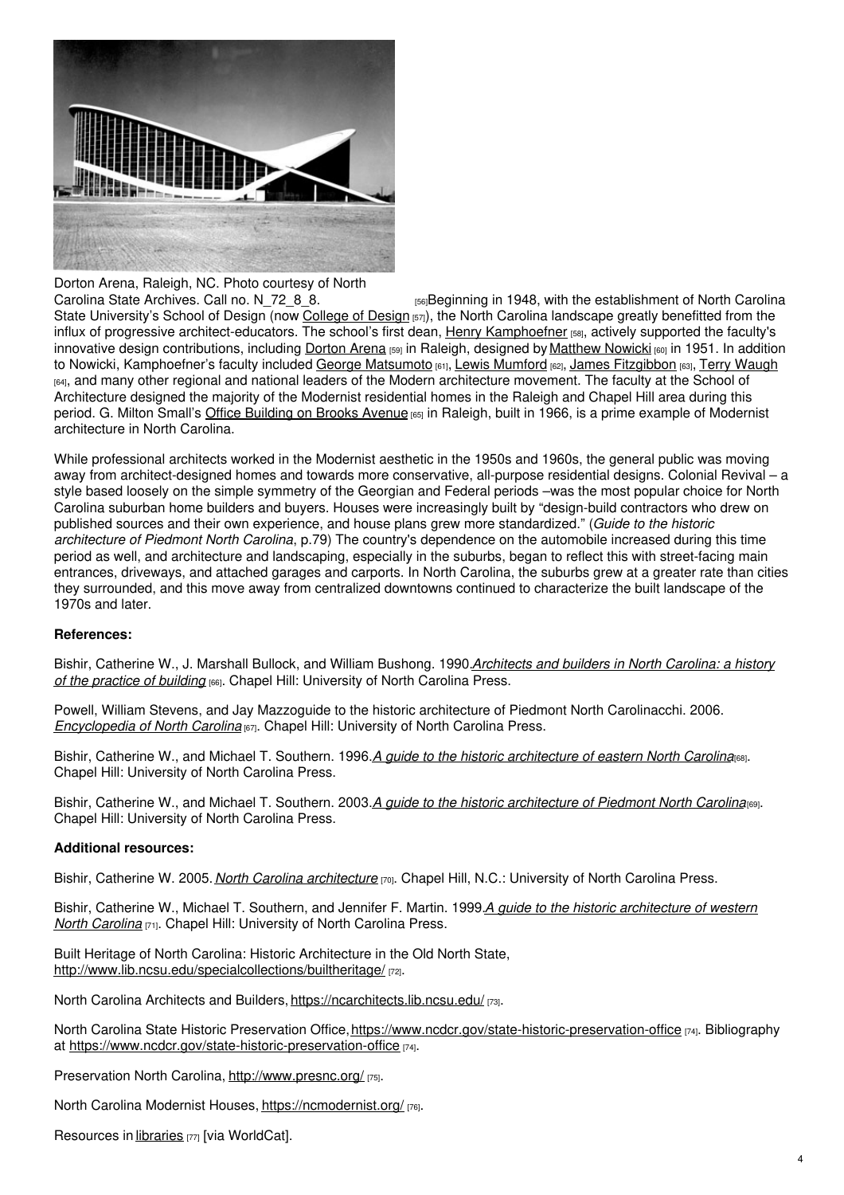Dorton Arena, Raleigh, NC. Photo courtesy of North Carolina State Archives. Call no. N_72_8_8. [56]

Beginning in 1948, with the establishment of North Carolina State University's School of Design (now College of Design [57]), the North Carolina landscape greatly benefitted from the influx of progressive architect-educators. The school's first dean, Henry Kamphoefner [58], actively supported the faculty's innovative design contributions, including Dorton Arena [59] in Raleigh, designed by Matthew Nowicki [60] in 1951. In addition to Nowicki, Kamphoefner's faculty included George Matsumoto [61], Lewis Mumford [62], James Fitzgibbon [63], Terry Waugh [64], and many other regional and national leaders of the Modern architecture movement. The faculty at the School of Architecture designed the majority of the Modernist residential homes in the Raleigh and Chapel Hill area during this period. G. Milton Small's Office Building on Brooks Avenue [65] in Raleigh, built in 1966, is a prime example of Modernist architecture in North Carolina.

While professional architects worked in the Modernist aesthetic in the 1950s and 1960s, the general public was moving away from architect-designed homes and towards more conservative, all-purpose residential designs. Colonial Revival – a style based loosely on the simple symmetry of the Georgian and Federal periods –was the most popular choice for North Carolina suburban home builders and buyers. Houses were increasingly built by "design-build contractors who drew on published sources and their own experience, and house plans grew more standardized." (*Guide to the historic architecture of Piedmont North Carolina*, p.79) The country's dependence on the automobile increased during this time period as well, and architecture and landscaping, especially in the suburbs, began to reflect this with street-facing main entrances, driveways, and attached garages and carports. In North Carolina, the suburbs grew at a greater rate than cities they surrounded, and this move away from centralized downtowns continued to characterize the built landscape of the 1970s and later.

**References:**

Bishir, Catherine W., J. Marshall Bullock, and William Bushong. 1990. *Architects and builders in North Carolina: a history of the practice of building* [66]. Chapel Hill: University of North Carolina Press.

Powell, William Stevens, and Jay Mazzoguide to the historic architecture of Piedmont North Carolinacchi. 2006. *Encyclopedia of North Carolina* [67]. Chapel Hill: University of North Carolina Press.

Bishir, Catherine W., and Michael T. Southern. 1996. *A guide to the historic architecture of eastern North Carolina* [68]. Chapel Hill: University of North Carolina Press.

Bishir, Catherine W., and Michael T. Southern. 2003. *A guide to the historic architecture of Piedmont North Carolina* [69]. Chapel Hill: University of North Carolina Press.

**Additional resources:**

Bishir, Catherine W. 2005. *North Carolina architecture* [70]. Chapel Hill, N.C.: University of North Carolina Press.

Bishir, Catherine W., Michael T. Southern, and Jennifer F. Martin. 1999. *A guide to the historic architecture of western North Carolina* [71]. Chapel Hill: University of North Carolina Press.

Built Heritage of North Carolina: Historic Architecture in the Old North State, http://www.lib.ncsu.edu/specialcollections/builtheritage/ [72].

North Carolina Architects and Builders, https://ncarchitects.lib.ncsu.edu/ [73].

North Carolina State Historic Preservation Office, https://www.ncdcr.gov/state-historic-preservation-office [74]. Bibliography at https://www.ncdcr.gov/state-historic-preservation-office [74].

Preservation North Carolina, http://www.presnc.org/ [75].

North Carolina Modernist Houses, https://ncmodernist.org/ [76].

Resources in libraries [77] [via WorldCat].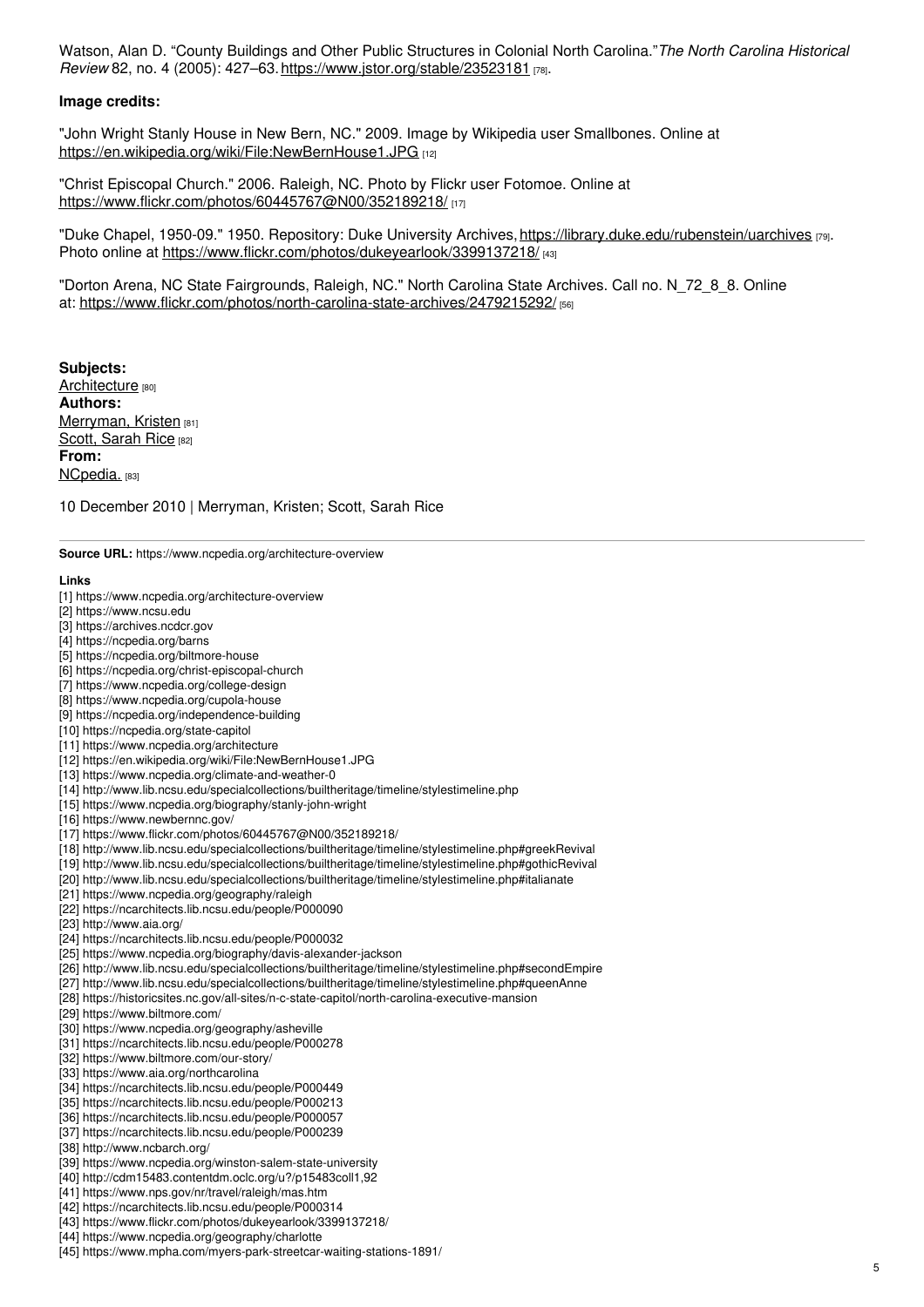Watson, Alan D. "County Buildings and Other Public Structures in Colonial North Carolina." *The North Carolina Historical Review* 82, no. 4 (2005): 427–63. https://www.jstor.org/stable/23523181 [78].

**Image credits:**

"John Wright Stanly House in New Bern, NC." 2009. Image by Wikipedia user Smallbones. Online at https://en.wikipedia.org/wiki/File:NewBernHouse1.JPG [12]

"Christ Episcopal Church." 2006. Raleigh, NC. Photo by Flickr user Fotomoe. Online at https://www.flickr.com/photos/60445767@N00/352189218/ [17]

"Duke Chapel, 1950-09." 1950. Repository: Duke University Archives, https://library.duke.edu/rubenstein/uarchives [79]. Photo online at https://www.flickr.com/photos/dukeyearlook/3399137218/ [43]

"Dorton Arena, NC State Fairgrounds, Raleigh, NC." North Carolina State Archives. Call no. N_72_8_8. Online at: https://www.flickr.com/photos/north-carolina-state-archives/2479215292/ [56]

**Subjects:**
Architecture [80]
**Authors:**
Merryman, Kristen [81]
Scott, Sarah Rice [82]
**From:**
NCpedia. [83]

10 December 2010 | Merryman, Kristen; Scott, Sarah Rice

**Source URL:** https://www.ncpedia.org/architecture-overview

**Links**
[1] https://www.ncpedia.org/architecture-overview
[2] https://www.ncsu.edu
[3] https://archives.ncdcr.gov
[4] https://ncpedia.org/barns
[5] https://ncpedia.org/biltmore-house
[6] https://ncpedia.org/christ-episcopal-church
[7] https://www.ncpedia.org/college-design
[8] https://www.ncpedia.org/cupola-house
[9] https://ncpedia.org/independence-building
[10] https://ncpedia.org/state-capitol
[11] https://www.ncpedia.org/architecture
[12] https://en.wikipedia.org/wiki/File:NewBernHouse1.JPG
[13] https://www.ncpedia.org/climate-and-weather-0
[14] http://www.lib.ncsu.edu/specialcollections/builtheritage/timeline/stylestimeline.php
[15] https://www.ncpedia.org/biography/stanly-john-wright
[16] https://www.newbernnc.gov/
[17] https://www.flickr.com/photos/60445767@N00/352189218/
[18] http://www.lib.ncsu.edu/specialcollections/builtheritage/timeline/stylestimeline.php#greekRevival
[19] http://www.lib.ncsu.edu/specialcollections/builtheritage/timeline/stylestimeline.php#gothicRevival
[20] http://www.lib.ncsu.edu/specialcollections/builtheritage/timeline/stylestimeline.php#italianate
[21] https://www.ncpedia.org/geography/raleigh
[22] https://ncarchitects.lib.ncsu.edu/people/P000090
[23] http://www.aia.org/
[24] https://ncarchitects.lib.ncsu.edu/people/P000032
[25] https://www.ncpedia.org/biography/davis-alexander-jackson
[26] http://www.lib.ncsu.edu/specialcollections/builtheritage/timeline/stylestimeline.php#secondEmpire
[27] http://www.lib.ncsu.edu/specialcollections/builtheritage/timeline/stylestimeline.php#queenAnne
[28] https://historicsites.nc.gov/all-sites/n-c-state-capitol/north-carolina-executive-mansion
[29] https://www.biltmore.com/
[30] https://www.ncpedia.org/geography/asheville
[31] https://ncarchitects.lib.ncsu.edu/people/P000278
[32] https://www.biltmore.com/our-story/
[33] https://www.aia.org/northcarolina
[34] https://ncarchitects.lib.ncsu.edu/people/P000449
[35] https://ncarchitects.lib.ncsu.edu/people/P000213
[36] https://ncarchitects.lib.ncsu.edu/people/P000057
[37] https://ncarchitects.lib.ncsu.edu/people/P000239
[38] http://www.ncbarch.org/
[39] https://www.ncpedia.org/winston-salem-state-university
[40] http://cdm15483.contentdm.oclc.org/u?/p15483coll1,92
[41] https://www.nps.gov/nr/travel/raleigh/mas.htm
[42] https://ncarchitects.lib.ncsu.edu/people/P000314
[43] https://www.flickr.com/photos/dukeyearlook/3399137218/
[44] https://www.ncpedia.org/geography/charlotte
[45] https://www.mpha.com/myers-park-streetcar-waiting-stations-1891/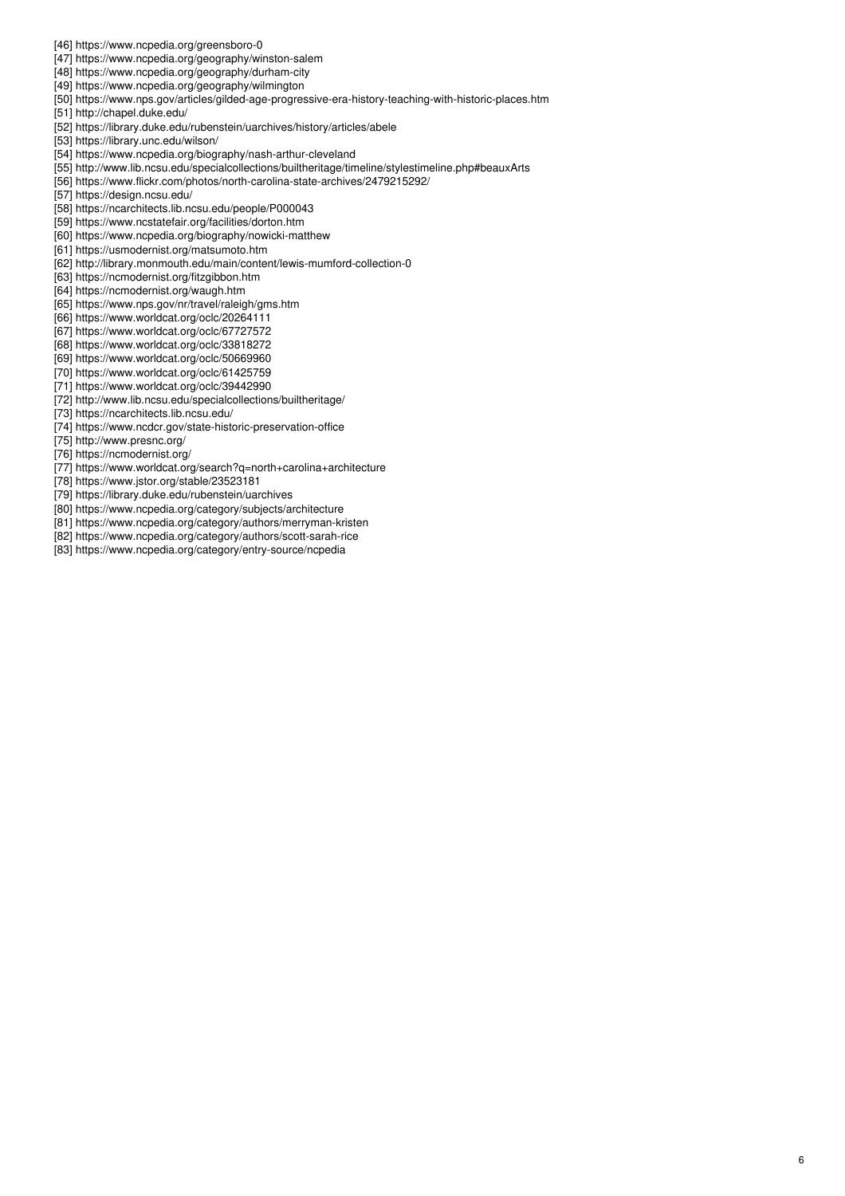[46] https://www.ncpedia.org/greensboro-0
[47] https://www.ncpedia.org/geography/winston-salem
[48] https://www.ncpedia.org/geography/durham-city
[49] https://www.ncpedia.org/geography/wilmington
[50] https://www.nps.gov/articles/gilded-age-progressive-era-history-teaching-with-historic-places.htm
[51] http://chapel.duke.edu/
[52] https://library.duke.edu/rubenstein/uarchives/history/articles/abele
[53] https://library.unc.edu/wilson/
[54] https://www.ncpedia.org/biography/nash-arthur-cleveland
[55] http://www.lib.ncsu.edu/specialcollections/builtheritage/timeline/stylestimeline.php#beauxArts
[56] https://www.flickr.com/photos/north-carolina-state-archives/2479215292/
[57] https://design.ncsu.edu/
[58] https://ncarchitects.lib.ncsu.edu/people/P000043
[59] https://www.ncstatefair.org/facilities/dorton.htm
[60] https://www.ncpedia.org/biography/nowicki-matthew
[61] https://usmodernist.org/matsumoto.htm
[62] http://library.monmouth.edu/main/content/lewis-mumford-collection-0
[63] https://ncmodernist.org/fitzgibbon.htm
[64] https://ncmodernist.org/waugh.htm
[65] https://www.nps.gov/nr/travel/raleigh/gms.htm
[66] https://www.worldcat.org/oclc/20264111
[67] https://www.worldcat.org/oclc/67727572
[68] https://www.worldcat.org/oclc/33818272
[69] https://www.worldcat.org/oclc/50669960
[70] https://www.worldcat.org/oclc/61425759
[71] https://www.worldcat.org/oclc/39442990
[72] http://www.lib.ncsu.edu/specialcollections/builtheritage/
[73] https://ncarchitects.lib.ncsu.edu/
[74] https://www.ncdcr.gov/state-historic-preservation-office
[75] http://www.presnc.org/
[76] https://ncmodernist.org/
[77] https://www.worldcat.org/search?q=north+carolina+architecture
[78] https://www.jstor.org/stable/23523181
[79] https://library.duke.edu/rubenstein/uarchives
[80] https://www.ncpedia.org/category/subjects/architecture
[81] https://www.ncpedia.org/category/authors/merryman-kristen
[82] https://www.ncpedia.org/category/authors/scott-sarah-rice
[83] https://www.ncpedia.org/category/entry-source/ncpedia